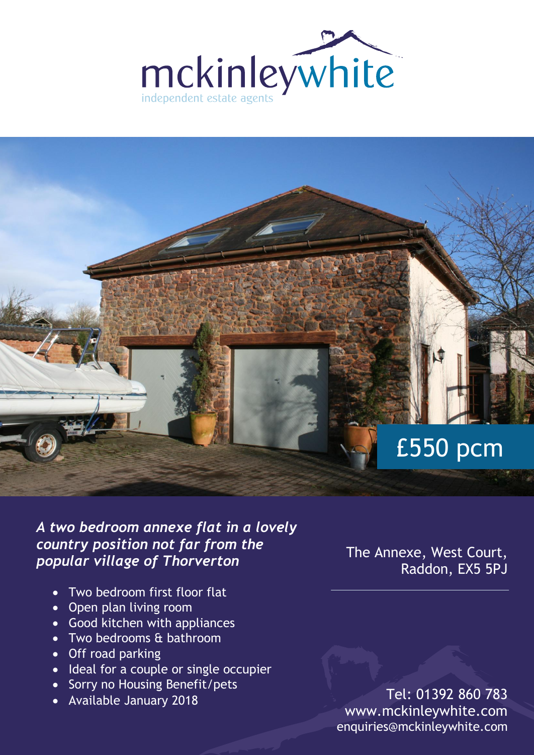mckinleywhite

independent estate agents

£550 pcm

***A two bedroom annexe flat in a lovely country position not far from the popular village of Thorverton***

The Annexe, West Court, Raddon, EX5 5PJ

- Two bedroom first floor flat
- Open plan living room
- Good kitchen with appliances
- Two bedrooms & bathroom
- Off road parking
- Ideal for a couple or single occupier
- Sorry no Housing Benefit/pets
- Available January 2018

Tel: 01392 860 783
www.mckinleywhite.com
enquiries@mckinleywhite.com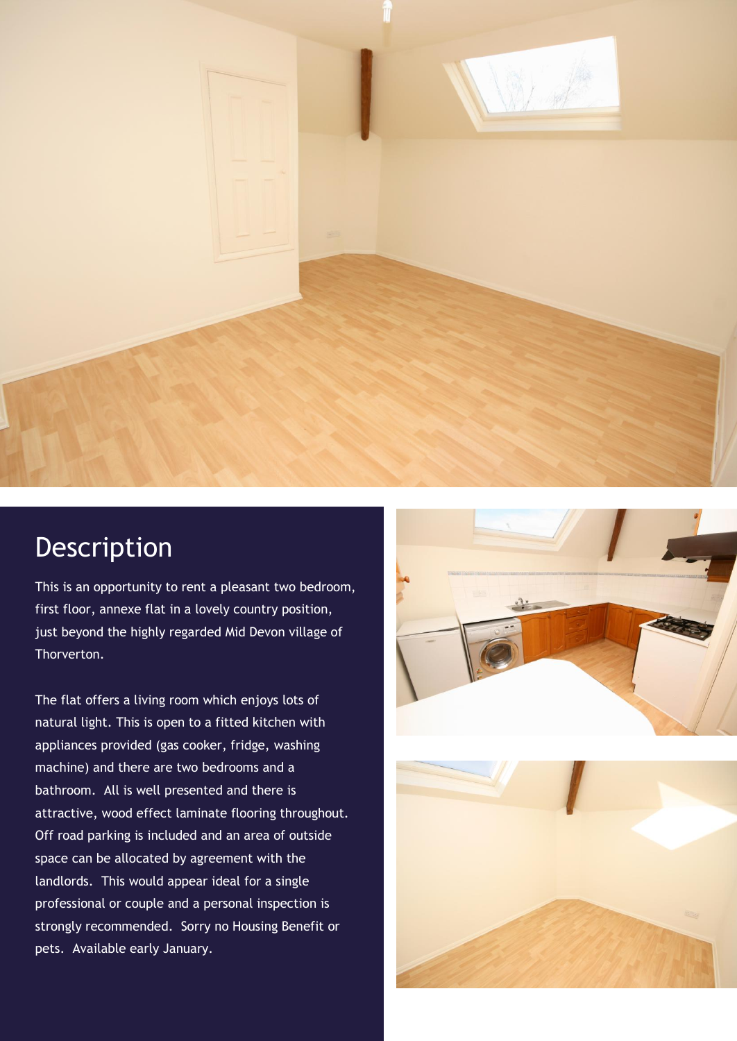## Description

This is an opportunity to rent a pleasant two bedroom, first floor, annexe flat in a lovely country position, just beyond the highly regarded Mid Devon village of Thorverton.

The flat offers a living room which enjoys lots of natural light. This is open to a fitted kitchen with appliances provided (gas cooker, fridge, washing machine) and there are two bedrooms and a bathroom. All is well presented and there is attractive, wood effect laminate flooring throughout. Off road parking is included and an area of outside space can be allocated by agreement with the landlords. This would appear ideal for a single professional or couple and a personal inspection is strongly recommended. Sorry no Housing Benefit or pets. Available early January.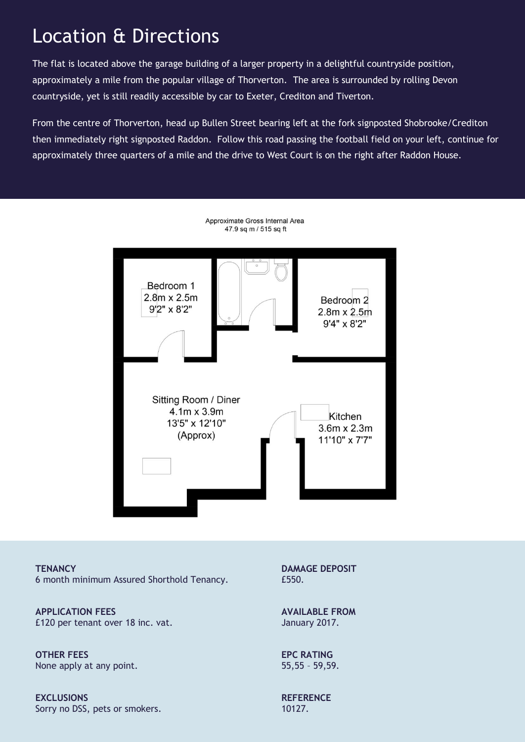# Location & Directions

The flat is located above the garage building of a larger property in a delightful countryside position, approximately a mile from the popular village of Thorverton. The area is surrounded by rolling Devon countryside, yet is still readily accessible by car to Exeter, Crediton and Tiverton.

From the centre of Thorverton, head up Bullen Street bearing left at the fork signposted Shobrooke/Crediton then immediately right signposted Raddon. Follow this road passing the football field on your left, continue for approximately three quarters of a mile and the drive to West Court is on the right after Raddon House.

Approximate Gross Internal Area
47.9 sq m / 515 sq ft

Bedroom 1
2.8m x 2.5m
9'2" x 8'2"

Bedroom 2
2.8m x 2.5m
9'4" x 8'2"

Sitting Room / Diner
4.1m x 3.9m
13'5" x 12'10"
(Approx)

Kitchen
3.6m x 2.3m
11'10" x 7'7"

**TENANCY**
6 month minimum Assured Shorthold Tenancy.

**APPLICATION FEES**
£120 per tenant over 18 inc. vat.

**OTHER FEES**
None apply at any point.

**EXCLUSIONS**
Sorry no DSS, pets or smokers.

**DAMAGE DEPOSIT**
£550.

**AVAILABLE FROM**
January 2017.

**EPC RATING**
55,55 – 59,59.

**REFERENCE**
10127.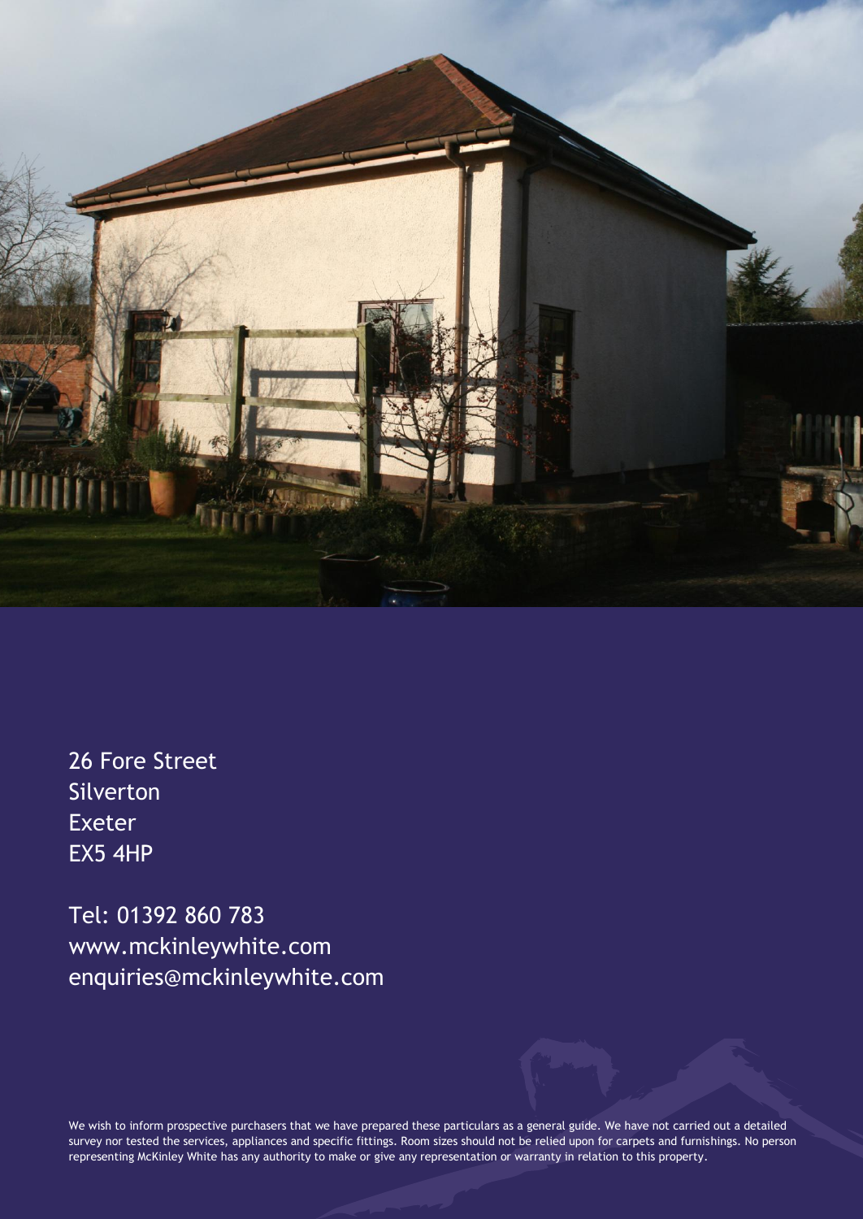26 Fore Street
Silverton
Exeter
EX5 4HP

Tel: 01392 860 783
www.mckinleywhite.com
enquiries@mckinleywhite.com

We wish to inform prospective purchasers that we have prepared these particulars as a general guide. We have not carried out a detailed survey nor tested the services, appliances and specific fittings. Room sizes should not be relied upon for carpets and furnishings. No person representing McKinley White has any authority to make or give any representation or warranty in relation to this property.